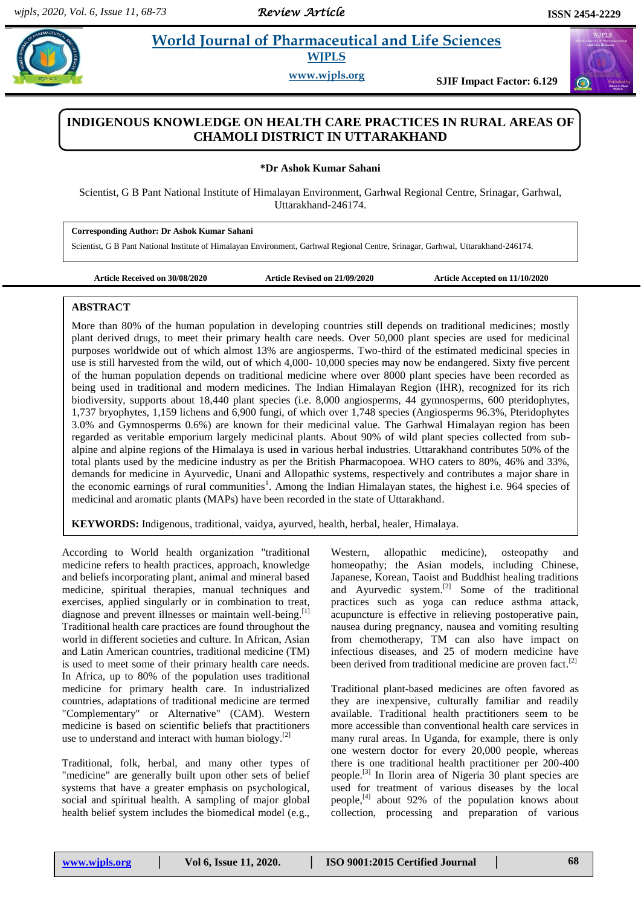# INDIGENOUS KNOWLEDGE ON HEALTH CARE PRACTICES IN RURAL AREAS OF CHAMOLI DISTRICT IN UTTARAKHAND

**\*Dr Ashok Kumar Sahani**

Scientist, G B Pant National Institute of Himalayan Environment, Garhwal Regional Centre, Srinagar, Garhwal, Uttarakhand-246174.

**Corresponding Author: Dr Ashok Kumar Sahani**

Scientist, G B Pant National Institute of Himalayan Environment, Garhwal Regional Centre, Srinagar, Garhwal, Uttarakhand-246174.

**Article Received on 30/08/2020** **Article Revised on 21/09/2020** **Article Accepted on 11/10/2020**

## ABSTRACT

More than 80% of the human population in developing countries still depends on traditional medicines; mostly plant derived drugs, to meet their primary health care needs. Over 50,000 plant species are used for medicinal purposes worldwide out of which almost 13% are angiosperms. Two-third of the estimated medicinal species in use is still harvested from the wild, out of which 4,000- 10,000 species may now be endangered. Sixty five percent of the human population depends on traditional medicine where over 8000 plant species have been recorded as being used in traditional and modern medicines. The Indian Himalayan Region (IHR), recognized for its rich biodiversity, supports about 18,440 plant species (i.e. 8,000 angiosperms, 44 gymnosperms, 600 pteridophytes, 1,737 bryophytes, 1,159 lichens and 6,900 fungi, of which over 1,748 species (Angiosperms 96.3%, Pteridophytes 3.0% and Gymnosperms 0.6%) are known for their medicinal value. The Garhwal Himalayan region has been regarded as veritable emporium largely medicinal plants. About 90% of wild plant species collected from sub-alpine and alpine regions of the Himalaya is used in various herbal industries. Uttarakhand contributes 50% of the total plants used by the medicine industry as per the British Pharmacopoea. WHO caters to 80%, 46% and 33%, demands for medicine in Ayurvedic, Unani and Allopathic systems, respectively and contributes a major share in the economic earnings of rural communities[1]. Among the Indian Himalayan states, the highest i.e. 964 species of medicinal and aromatic plants (MAPs) have been recorded in the state of Uttarakhand.

**KEYWORDS:** Indigenous, traditional, vaidya, ayurved, health, herbal, healer, Himalaya.

According to World health organization "traditional medicine refers to health practices, approach, knowledge and beliefs incorporating plant, animal and mineral based medicine, spiritual therapies, manual techniques and exercises, applied singularly or in combination to treat, diagnose and prevent illnesses or maintain well-being.[1] Traditional health care practices are found throughout the world in different societies and culture. In African, Asian and Latin American countries, traditional medicine (TM) is used to meet some of their primary health care needs. In Africa, up to 80% of the population uses traditional medicine for primary health care. In industrialized countries, adaptations of traditional medicine are termed "Complementary" or "Alternative" (CAM). Western medicine is based on scientific beliefs that practitioners use to understand and interact with human biology.[2]

Traditional, folk, herbal, and many other types of "medicine" are generally built upon other sets of belief systems that have a greater emphasis on psychological, social and spiritual health. A sampling of major global health belief system includes the biomedical model (e.g., Western, allopathic medicine), osteopathy and homeopathy; the Asian models, including Chinese, Japanese, Korean, Taoist and Buddhist healing traditions and Ayurvedic system.[2] Some of the traditional practices such as yoga can reduce asthma attack, acupuncture is effective in relieving postoperative pain, nausea during pregnancy, nausea and vomiting resulting from chemotherapy, TM can also have impact on infectious diseases, and 25 of modern medicine have been derived from traditional medicine are proven fact.[2]

Traditional plant-based medicines are often favored as they are inexpensive, culturally familiar and readily available. Traditional health practitioners seem to be more accessible than conventional health care services in many rural areas. In Uganda, for example, there is only one western doctor for every 20,000 people, whereas there is one traditional health practitioner per 200-400 people.[3] In Ilorin area of Nigeria 30 plant species are used for treatment of various diseases by the local people,[4] about 92% of the population knows about collection, processing and preparation of various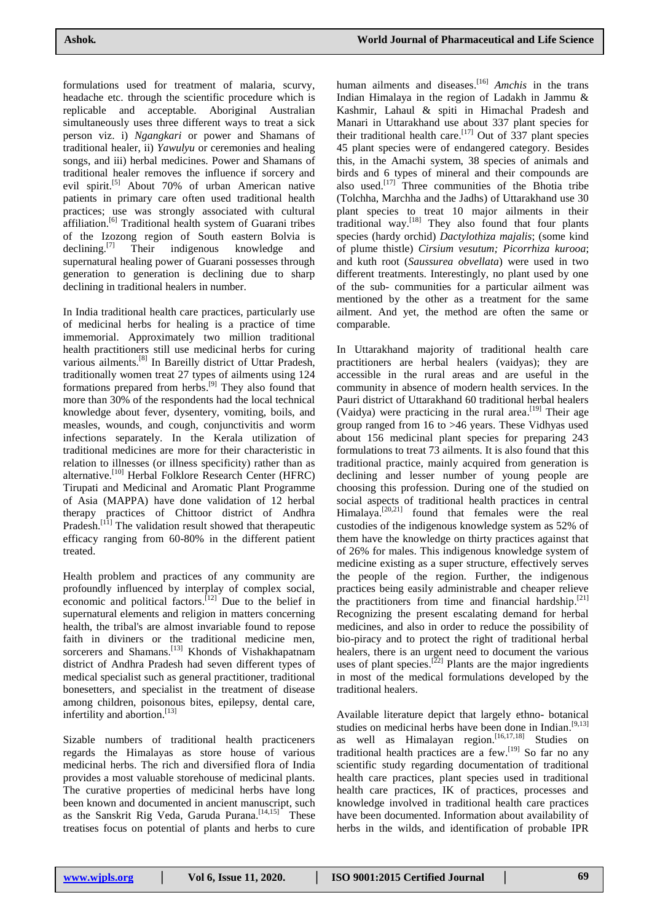formulations used for treatment of malaria, scurvy, headache etc. through the scientific procedure which is replicable and acceptable. Aboriginal Australian simultaneously uses three different ways to treat a sick person viz. i) *Ngangkari* or power and Shamans of traditional healer, ii) *Yawulyu* or ceremonies and healing songs, and iii) herbal medicines. Power and Shamans of traditional healer removes the influence if sorcery and evil spirit.[5] About 70% of urban American native patients in primary care often used traditional health practices; use was strongly associated with cultural affiliation.[6] Traditional health system of Guarani tribes of the Izozong region of South eastern Bolvia is declining.[7] Their indigenous knowledge and supernatural healing power of Guarani possesses through generation to generation is declining due to sharp declining in traditional healers in number.

In India traditional health care practices, particularly use of medicinal herbs for healing is a practice of time immemorial. Approximately two million traditional health practitioners still use medicinal herbs for curing various ailments.[8] In Bareilly district of Uttar Pradesh, traditionally women treat 27 types of ailments using 124 formations prepared from herbs.[9] They also found that more than 30% of the respondents had the local technical knowledge about fever, dysentery, vomiting, boils, and measles, wounds, and cough, conjunctivitis and worm infections separately. In the Kerala utilization of traditional medicines are more for their characteristic in relation to illnesses (or illness specificity) rather than as alternative.[10] Herbal Folklore Research Center (HFRC) Tirupati and Medicinal and Aromatic Plant Programme of Asia (MAPPA) have done validation of 12 herbal therapy practices of Chittoor district of Andhra Pradesh.[11] The validation result showed that therapeutic efficacy ranging from 60-80% in the different patient treated.

Health problem and practices of any community are profoundly influenced by interplay of complex social, economic and political factors.[12] Due to the belief in supernatural elements and religion in matters concerning health, the tribal's are almost invariable found to repose faith in diviners or the traditional medicine men, sorcerers and Shamans.[13] Khonds of Vishakhapatnam district of Andhra Pradesh had seven different types of medical specialist such as general practitioner, traditional bonesetters, and specialist in the treatment of disease among children, poisonous bites, epilepsy, dental care, infertility and abortion.[13]

Sizable numbers of traditional health practiceners regards the Himalayas as store house of various medicinal herbs. The rich and diversified flora of India provides a most valuable storehouse of medicinal plants. The curative properties of medicinal herbs have long been known and documented in ancient manuscript, such as the Sanskrit Rig Veda, Garuda Purana.[14,15] These treatises focus on potential of plants and herbs to cure human ailments and diseases.[16] *Amchis* in the trans Indian Himalaya in the region of Ladakh in Jammu & Kashmir, Lahaul & spiti in Himachal Pradesh and Manari in Uttarakhand use about 337 plant species for their traditional health care.[17] Out of 337 plant species 45 plant species were of endangered category. Besides this, in the Amachi system, 38 species of animals and birds and 6 types of mineral and their compounds are also used.[17] Three communities of the Bhotia tribe (Tolchha, Marchha and the Jadhs) of Uttarakhand use 30 plant species to treat 10 major ailments in their traditional way.[18] They also found that four plants species (hardy orchid) *Dactylothiza majalis*; (some kind of plume thistle) *Cirsium vesutum; Picorrhiza kurooa*; and kuth root (*Saussurea obvellata*) were used in two different treatments. Interestingly, no plant used by one of the sub- communities for a particular ailment was mentioned by the other as a treatment for the same ailment. And yet, the method are often the same or comparable.

In Uttarakhand majority of traditional health care practitioners are herbal healers (vaidyas); they are accessible in the rural areas and are useful in the community in absence of modern health services. In the Pauri district of Uttarakhand 60 traditional herbal healers (Vaidya) were practicing in the rural area.[19] Their age group ranged from 16 to >46 years. These Vidhyas used about 156 medicinal plant species for preparing 243 formulations to treat 73 ailments. It is also found that this traditional practice, mainly acquired from generation is declining and lesser number of young people are choosing this profession. During one of the studied on social aspects of traditional health practices in central Himalaya.[20,21] found that females were the real custodies of the indigenous knowledge system as 52% of them have the knowledge on thirty practices against that of 26% for males. This indigenous knowledge system of medicine existing as a super structure, effectively serves the people of the region. Further, the indigenous practices being easily administrable and cheaper relieve the practitioners from time and financial hardship.[21] Recognizing the present escalating demand for herbal medicines, and also in order to reduce the possibility of bio-piracy and to protect the right of traditional herbal healers, there is an urgent need to document the various uses of plant species.[22] Plants are the major ingredients in most of the medical formulations developed by the traditional healers.

Available literature depict that largely ethno- botanical studies on medicinal herbs have been done in Indian.[9,13] as well as Himalayan region.[16,17,18] Studies on traditional health practices are a few.[19] So far no any scientific study regarding documentation of traditional health care practices, plant species used in traditional health care practices, IK of practices, processes and knowledge involved in traditional health care practices have been documented. Information about availability of herbs in the wilds, and identification of probable IPR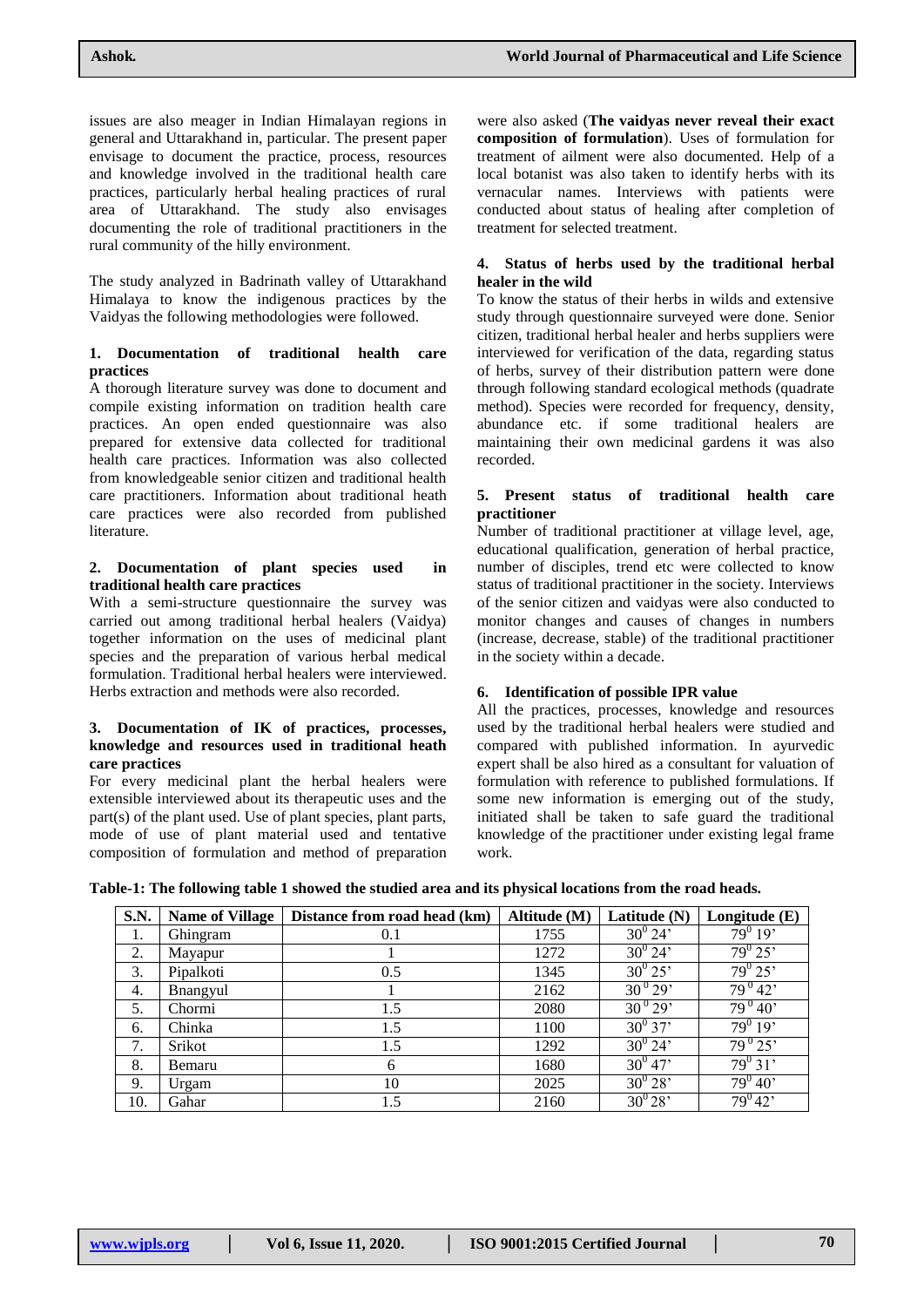issues are also meager in Indian Himalayan regions in general and Uttarakhand in, particular. The present paper envisage to document the practice, process, resources and knowledge involved in the traditional health care practices, particularly herbal healing practices of rural area of Uttarakhand. The study also envisages documenting the role of traditional practitioners in the rural community of the hilly environment.

The study analyzed in Badrinath valley of Uttarakhand Himalaya to know the indigenous practices by the Vaidyas the following methodologies were followed.

**1. Documentation of traditional health care practices**

A thorough literature survey was done to document and compile existing information on tradition health care practices. An open ended questionnaire was also prepared for extensive data collected for traditional health care practices. Information was also collected from knowledgeable senior citizen and traditional health care practitioners. Information about traditional heath care practices were also recorded from published literature.

**2. Documentation of plant species used in traditional health care practices**

With a semi-structure questionnaire the survey was carried out among traditional herbal healers (Vaidya) together information on the uses of medicinal plant species and the preparation of various herbal medical formulation. Traditional herbal healers were interviewed. Herbs extraction and methods were also recorded.

**3. Documentation of IK of practices, processes, knowledge and resources used in traditional heath care practices**

For every medicinal plant the herbal healers were extensible interviewed about its therapeutic uses and the part(s) of the plant used. Use of plant species, plant parts, mode of use of plant material used and tentative composition of formulation and method of preparation were also asked (**The vaidyas never reveal their exact composition of formulation**). Uses of formulation for treatment of ailment were also documented. Help of a local botanist was also taken to identify herbs with its vernacular names. Interviews with patients were conducted about status of healing after completion of treatment for selected treatment.

**4. Status of herbs used by the traditional herbal healer in the wild**

To know the status of their herbs in wilds and extensive study through questionnaire surveyed were done. Senior citizen, traditional herbal healer and herbs suppliers were interviewed for verification of the data, regarding status of herbs, survey of their distribution pattern were done through following standard ecological methods (quadrate method). Species were recorded for frequency, density, abundance etc. if some traditional healers are maintaining their own medicinal gardens it was also recorded.

**5. Present status of traditional health care practitioner**

Number of traditional practitioner at village level, age, educational qualification, generation of herbal practice, number of disciples, trend etc were collected to know status of traditional practitioner in the society. Interviews of the senior citizen and vaidyas were also conducted to monitor changes and causes of changes in numbers (increase, decrease, stable) of the traditional practitioner in the society within a decade.

**6. Identification of possible IPR value**

All the practices, processes, knowledge and resources used by the traditional herbal healers were studied and compared with published information. In ayurvedic expert shall be also hired as a consultant for valuation of formulation with reference to published formulations. If some new information is emerging out of the study, initiated shall be taken to safe guard the traditional knowledge of the practitioner under existing legal frame work.

**Table-1: The following table 1 showed the studied area and its physical locations from the road heads.**

| S.N. | Name of Village | Distance from road head (km) | Altitude (M) | Latitude (N) | Longitude (E) |
|---|---|---|---|---|---|
| 1. | Ghingram | 0.1 | 1755 | $30^0$ 24’ | $79^0$ 19’ |
| 2. | Mayapur | 1 | 1272 | $30^0$ 24’ | $79^0$ 25’ |
| 3. | Pipalkoti | 0.5 | 1345 | $30^0$ 25’ | $79^0$ 25’ |
| 4. | Bnangyul | 1 | 2162 | $30^0$ 29’ | $79^0$ 42’ |
| 5. | Chormi | 1.5 | 2080 | $30^0$ 29’ | $79^0$ 40’ |
| 6. | Chinka | 1.5 | 1100 | $30^0$ 37’ | $79^0$ 19’ |
| 7. | Srikot | 1.5 | 1292 | $30^0$ 24’ | $79^0$ 25’ |
| 8. | Bemaru | 6 | 1680 | $30^0$ 47’ | $79^0$ 31’ |
| 9. | Urgam | 10 | 2025 | $30^0$ 28’ | $79^0$ 40’ |
| 10. | Gahar | 1.5 | 2160 | $30^0$ 28’ | $79^0$ 42’ |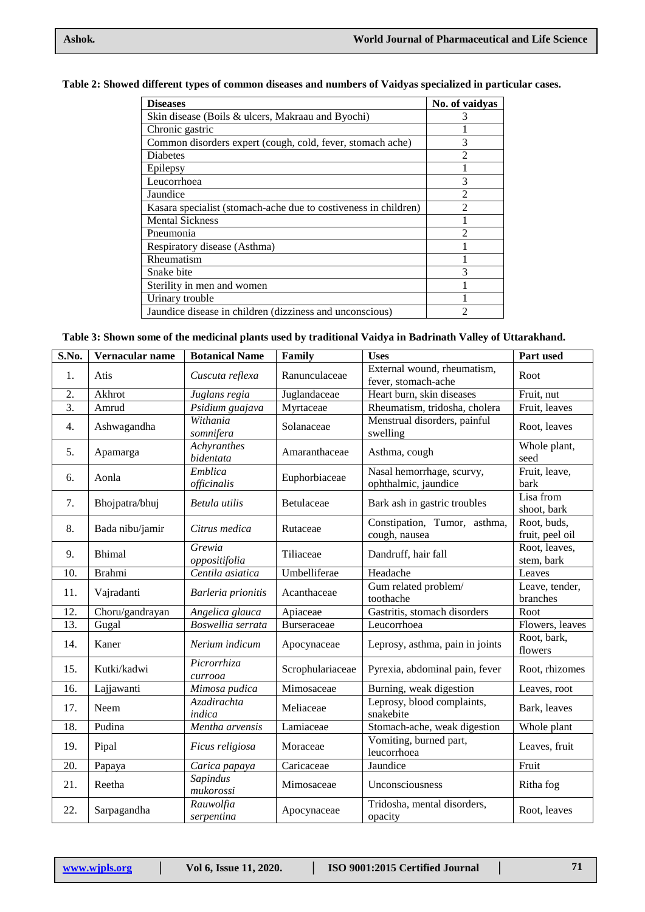**Table 2: Showed different types of common diseases and numbers of Vaidyas specialized in particular cases.**

| Diseases | No. of vaidyas |
|---|---|
| Skin disease (Boils & ulcers, Makraau and Byochi) | 3 |
| Chronic gastric | 1 |
| Common disorders expert (cough, cold, fever, stomach ache) | 3 |
| Diabetes | 2 |
| Epilepsy | 1 |
| Leucorrhoea | 3 |
| Jaundice | 2 |
| Kasara specialist (stomach-ache due to costiveness in children) | 2 |
| Mental Sickness | 1 |
| Pneumonia | 2 |
| Respiratory disease (Asthma) | 1 |
| Rheumatism | 1 |
| Snake bite | 3 |
| Sterility in men and women | 1 |
| Urinary trouble | 1 |
| Jaundice disease in children (dizziness and unconscious) | 2 |

**Table 3: Shown some of the medicinal plants used by traditional Vaidya in Badrinath Valley of Uttarakhand.**

| S.No. | Vernacular name | Botanical Name | Family | Uses | Part used |
|---|---|---|---|---|---|
| 1. | Atis | *Cuscuta reflexa* | Ranunculaceae | External wound, rheumatism, fever, stomach-ache | Root |
| 2. | Akhrot | *Juglans regia* | Juglandaceae | Heart burn, skin diseases | Fruit, nut |
| 3. | Amrud | *Psidium guajava* | Myrtaceae | Rheumatism, tridosha, cholera | Fruit, leaves |
| 4. | Ashwagandha | *Withania somnifera* | Solanaceae | Menstrual disorders, painful swelling | Root, leaves |
| 5. | Apamarga | *Achyranthes bidentata* | Amaranthaceae | Asthma, cough | Whole plant, seed |
| 6. | Aonla | *Emblica officinalis* | Euphorbiaceae | Nasal hemorrhage, scurvy, ophthalmic, jaundice | Fruit, leave, bark |
| 7. | Bhojpatra/bhuj | *Betula utilis* | Betulaceae | Bark ash in gastric troubles | Lisa from shoot, bark |
| 8. | Bada nibu/jamir | *Citrus medica* | Rutaceae | Constipation, Tumor, asthma, cough, nausea | Root, buds, fruit, peel oil |
| 9. | Bhimal | *Grewia oppositifolia* | Tiliaceae | Dandruff, hair fall | Root, leaves, stem, bark |
| 10. | Brahmi | *Centila asiatica* | Umbelliferae | Headache | Leaves |
| 11. | Vajradanti | *Barleria prionitis* | Acanthaceae | Gum related problem/ toothache | Leave, tender, branches |
| 12. | Choru/gandrayan | *Angelica glauca* | Apiaceae | Gastritis, stomach disorders | Root |
| 13. | Gugal | *Boswellia serrata* | Burseraceae | Leucorrhoea | Flowers, leaves |
| 14. | Kaner | *Nerium indicum* | Apocynaceae | Leprosy, asthma, pain in joints | Root, bark, flowers |
| 15. | Kutki/kadwi | *Picrorrhiza currooa* | Scrophulariaceae | Pyrexia, abdominal pain, fever | Root, rhizomes |
| 16. | Lajjawanti | *Mimosa pudica* | Mimosaceae | Burning, weak digestion | Leaves, root |
| 17. | Neem | *Azadirachta indica* | Meliaceae | Leprosy, blood complaints, snakebite | Bark, leaves |
| 18. | Pudina | *Mentha arvensis* | Lamiaceae | Stomach-ache, weak digestion | Whole plant |
| 19. | Pipal | *Ficus religiosa* | Moraceae | Vomiting, burned part, leucorrhoea | Leaves, fruit |
| 20. | Papaya | *Carica papaya* | Caricaceae | Jaundice | Fruit |
| 21. | Reetha | *Sapindus mukorossi* | Mimosaceae | Unconsciousness | Ritha fog |
| 22. | Sarpagandha | *Rauwolfia serpentina* | Apocynaceae | Tridosha, mental disorders, opacity | Root, leaves |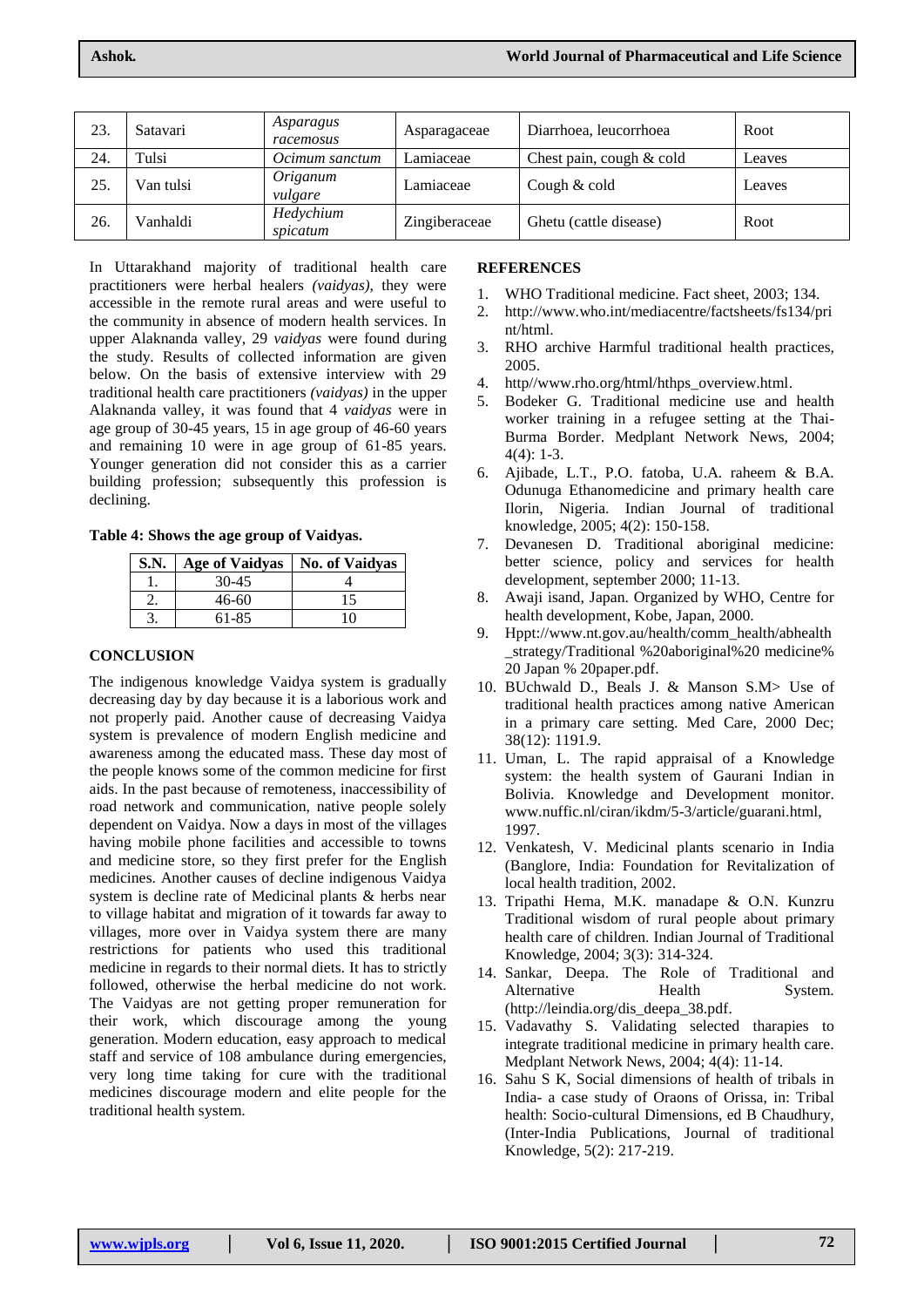| 23. | Satavari | *Asparagus racemosus* | Asparagaceae | Diarrhoea, leucorrhoea | Root |
|---|---|---|---|---|---|
| 24. | Tulsi | *Ocimum sanctum* | Lamiaceae | Chest pain, cough & cold | Leaves |
| 25. | Van tulsi | *Origanum vulgare* | Lamiaceae | Cough & cold | Leaves |
| 26. | Vanhaldi | *Hedychium spicatum* | Zingiberaceae | Ghetu (cattle disease) | Root |

In Uttarakhand majority of traditional health care practitioners were herbal healers *(vaidyas)*, they were accessible in the remote rural areas and were useful to the community in absence of modern health services. In upper Alaknanda valley, 29 *vaidyas* were found during the study. Results of collected information are given below. On the basis of extensive interview with 29 traditional health care practitioners *(vaidyas)* in the upper Alaknanda valley, it was found that 4 *vaidyas* were in age group of 30-45 years, 15 in age group of 46-60 years and remaining 10 were in age group of 61-85 years. Younger generation did not consider this as a carrier building profession; subsequently this profession is declining.

**Table 4: Shows the age group of Vaidyas.**

| S.N. | Age of Vaidyas | No. of Vaidyas |
|---|---|---|
| 1. | 30-45 | 4 |
| 2. | 46-60 | 15 |
| 3. | 61-85 | 10 |

## CONCLUSION

The indigenous knowledge Vaidya system is gradually decreasing day by day because it is a laborious work and not properly paid. Another cause of decreasing Vaidya system is prevalence of modern English medicine and awareness among the educated mass. These day most of the people knows some of the common medicine for first aids. In the past because of remoteness, inaccessibility of road network and communication, native people solely dependent on Vaidya. Now a days in most of the villages having mobile phone facilities and accessible to towns and medicine store, so they first prefer for the English medicines. Another causes of decline indigenous Vaidya system is decline rate of Medicinal plants & herbs near to village habitat and migration of it towards far away to villages, more over in Vaidya system there are many restrictions for patients who used this traditional medicine in regards to their normal diets. It has to strictly followed, otherwise the herbal medicine do not work. The Vaidyas are not getting proper remuneration for their work, which discourage among the young generation. Modern education, easy approach to medical staff and service of 108 ambulance during emergencies, very long time taking for cure with the traditional medicines discourage modern and elite people for the traditional health system.

## REFERENCES

1. WHO Traditional medicine. Fact sheet, 2003; 134.
2. http://www.who.int/mediacentre/factsheets/fs134/print/html.
3. RHO archive Harmful traditional health practices, 2005.
4. http//www.rho.org/html/hthps_overview.html.
5. Bodeker G. Traditional medicine use and health worker training in a refugee setting at the Thai-Burma Border. Medplant Network News, 2004; 4(4): 1-3.
6. Ajibade, L.T., P.O. fatoba, U.A. raheem & B.A. Odunuga Ethanomedicine and primary health care Ilorin, Nigeria. Indian Journal of traditional knowledge, 2005; 4(2): 150-158.
7. Devanesen D. Traditional aboriginal medicine: better science, policy and services for health development, september 2000; 11-13.
8. Awaji isand, Japan. Organized by WHO, Centre for health development, Kobe, Japan, 2000.
9. Hppt://www.nt.gov.au/health/comm_health/abhealth_strategy/Traditional %20aboriginal%20 medicine%20 Japan % 20paper.pdf.
10. BUchwald D., Beals J. & Manson S.M> Use of traditional health practices among native American in a primary care setting. Med Care, 2000 Dec; 38(12): 1191.9.
11. Uman, L. The rapid appraisal of a Knowledge system: the health system of Gaurani Indian in Bolivia. Knowledge and Development monitor. www.nuffic.nl/ciran/ikdm/5-3/article/guarani.html, 1997.
12. Venkatesh, V. Medicinal plants scenario in India (Banglore, India: Foundation for Revitalization of local health tradition, 2002.
13. Tripathi Hema, M.K. manadape & O.N. Kunzru Traditional wisdom of rural people about primary health care of children. Indian Journal of Traditional Knowledge, 2004; 3(3): 314-324.
14. Sankar, Deepa. The Role of Traditional and Alternative Health System. (http://leindia.org/dis_deepa_38.pdf.
15. Vadavathy S. Validating selected tharapies to integrate traditional medicine in primary health care. Medplant Network News, 2004; 4(4): 11-14.
16. Sahu S K, Social dimensions of health of tribals in India- a case study of Oraons of Orissa, in: Tribal health: Socio-cultural Dimensions, ed B Chaudhury, (Inter-India Publications, Journal of traditional Knowledge, 5(2): 217-219.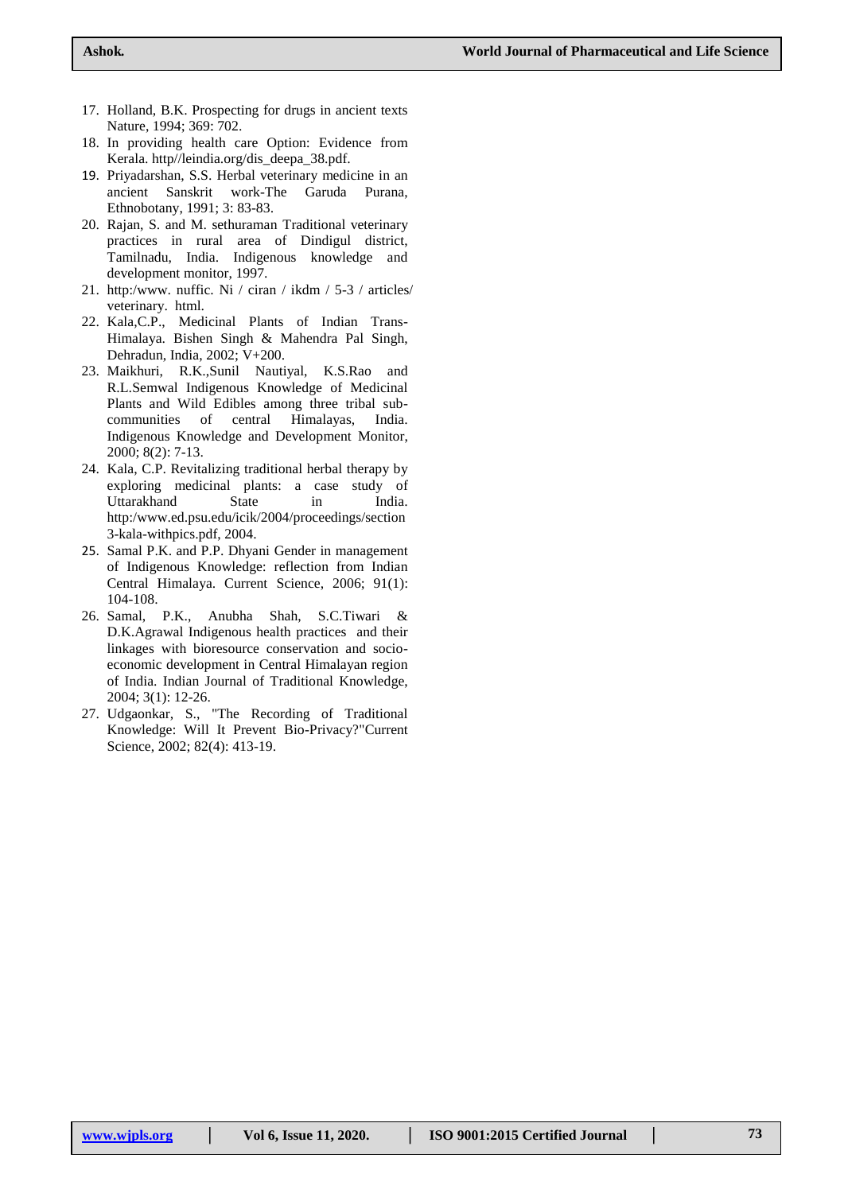17. Holland, B.K. Prospecting for drugs in ancient texts Nature, 1994; 369: 702.
18. In providing health care Option: Evidence from Kerala. http//leindia.org/dis_deepa_38.pdf.
19. Priyadarshan, S.S. Herbal veterinary medicine in an ancient Sanskrit work-The Garuda Purana, Ethnobotany, 1991; 3: 83-83.
20. Rajan, S. and M. sethuraman Traditional veterinary practices in rural area of Dindigul district, Tamilnadu, India. Indigenous knowledge and development monitor, 1997.
21. http:/www. nuffic. Ni / ciran / ikdm / 5-3 / articles/ veterinary. html.
22. Kala,C.P., Medicinal Plants of Indian Trans-Himalaya. Bishen Singh & Mahendra Pal Singh, Dehradun, India, 2002; V+200.
23. Maikhuri, R.K.,Sunil Nautiyal, K.S.Rao and R.L.Semwal Indigenous Knowledge of Medicinal Plants and Wild Edibles among three tribal sub-communities of central Himalayas, India. Indigenous Knowledge and Development Monitor, 2000; 8(2): 7-13.
24. Kala, C.P. Revitalizing traditional herbal therapy by exploring medicinal plants: a case study of Uttarakhand State in India. http:/www.ed.psu.edu/icik/2004/proceedings/section 3-kala-withpics.pdf, 2004.
25. Samal P.K. and P.P. Dhyani Gender in management of Indigenous Knowledge: reflection from Indian Central Himalaya. Current Science, 2006; 91(1): 104-108.
26. Samal, P.K., Anubha Shah, S.C.Tiwari & D.K.Agrawal Indigenous health practices and their linkages with bioresource conservation and socio-economic development in Central Himalayan region of India. Indian Journal of Traditional Knowledge, 2004; 3(1): 12-26.
27. Udgaonkar, S., "The Recording of Traditional Knowledge: Will It Prevent Bio-Privacy?"Current Science, 2002; 82(4): 413-19.